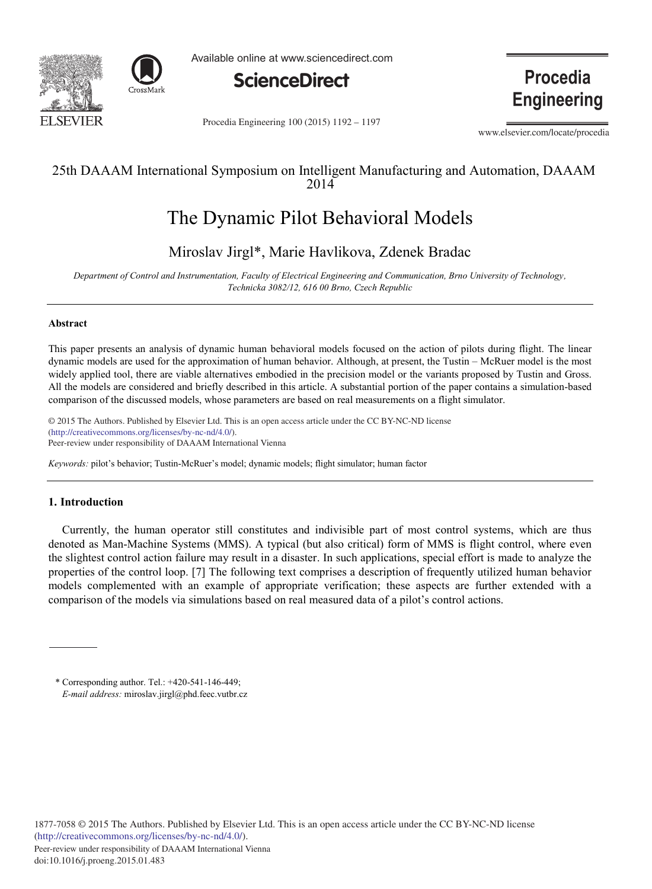25th DAAAM International Symposium on Intelligent Manufacturing and Automation, DAAAM 2014

# The Dynamic Pilot Behavioral Models

Miroslav Jirgl*, Marie Havlikova, Zdenek Bradac

*Department of Control and Instrumentation, Faculty of Electrical Engineering and Communication, Brno University of Technology, Technicka 3082/12, 616 00 Brno, Czech Republic*

---

## Abstract

This paper presents an analysis of dynamic human behavioral models focused on the action of pilots during flight. The linear dynamic models are used for the approximation of human behavior. Although, at present, the Tustin – McRuer model is the most widely applied tool, there are viable alternatives embodied in the precision model or the variants proposed by Tustin and Gross. All the models are considered and briefly described in this article. A substantial portion of the paper contains a simulation-based comparison of the discussed models, whose parameters are based on real measurements on a flight simulator.

© 2015 The Authors. Published by Elsevier Ltd. This is an open access article under the CC BY-NC-ND license (http://creativecommons.org/licenses/by-nc-nd/4.0/).
Peer-review under responsibility of DAAAM International Vienna

*Keywords:* pilot's behavior; Tustin-McRuer's model; dynamic models; flight simulator; human factor

---

## 1. Introduction

Currently, the human operator still constitutes and indivisible part of most control systems, which are thus denoted as Man-Machine Systems (MMS). A typical (but also critical) form of MMS is flight control, where even the slightest control action failure may result in a disaster. In such applications, special effort is made to analyze the properties of the control loop. [7] The following text comprises a description of frequently utilized human behavior models complemented with an example of appropriate verification; these aspects are further extended with a comparison of the models via simulations based on real measured data of a pilot's control actions.

\* Corresponding author. Tel.: +420-541-146-449;
*E-mail address:* miroslav.jirgl@phd.feec.vutbr.cz

1877-7058 © 2015 The Authors. Published by Elsevier Ltd. This is an open access article under the CC BY-NC-ND license (http://creativecommons.org/licenses/by-nc-nd/4.0/).
Peer-review under responsibility of DAAAM International Vienna
doi:10.1016/j.proeng.2015.01.483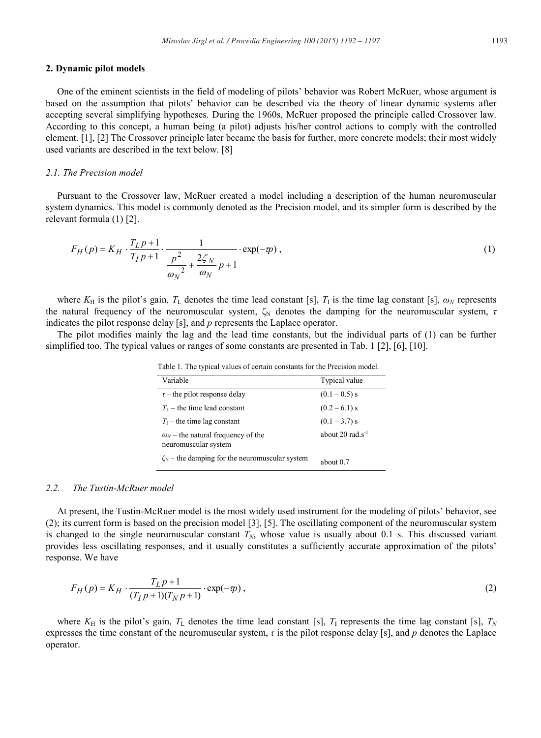## 2. Dynamic pilot models

One of the eminent scientists in the field of modeling of pilots' behavior was Robert McRuer, whose argument is based on the assumption that pilots' behavior can be described via the theory of linear dynamic systems after accepting several simplifying hypotheses. During the 1960s, McRuer proposed the principle called Crossover law. According to this concept, a human being (a pilot) adjusts his/her control actions to comply with the controlled element. [1], [2] The Crossover principle later became the basis for further, more concrete models; their most widely used variants are described in the text below. [8]

### *2.1. The Precision model*

Pursuant to the Crossover law, McRuer created a model including a description of the human neuromuscular system dynamics. This model is commonly denoted as the Precision model, and its simpler form is described by the relevant formula (1) [2].

$$F_H(p) = K_H \cdot \frac{T_L p + 1}{T_I p + 1} \cdot \frac{1}{\dfrac{p^2}{\omega_N{}^2} + \dfrac{2\zeta_N}{\omega_N} p + 1} \cdot \exp(-\tau p) , \tag{1}$$

where $K_H$ is the pilot's gain, $T_L$ denotes the time lead constant [s], $T_I$ is the time lag constant [s], $\omega_N$ represents the natural frequency of the neuromuscular system, $\zeta_N$ denotes the damping for the neuromuscular system, $\tau$ indicates the pilot response delay [s], and $p$ represents the Laplace operator.

The pilot modifies mainly the lag and the lead time constants, but the individual parts of (1) can be further simplified too. The typical values or ranges of some constants are presented in Tab. 1 [2], [6], [10].

Table 1. The typical values of certain constants for the Precision model.

| Variable | Typical value |
|---|---|
| $\tau$ – the pilot response delay | (0.1 – 0.5) s |
| $T_L$ – the time lead constant | (0.2 – 6.1) s |
| $T_I$ – the time lag constant | (0.1 – 3.7) s |
| $\omega_N$ – the natural frequency of the neuromuscular system | about 20 rad.s$^{-1}$ |
| $\zeta_N$ – the damping for the neuromuscular system | about 0.7 |

### *2.2. The Tustin-McRuer model*

At present, the Tustin-McRuer model is the most widely used instrument for the modeling of pilots' behavior, see (2); its current form is based on the precision model [3], [5]. The oscillating component of the neuromuscular system is changed to the single neuromuscular constant $T_N$, whose value is usually about 0.1 s. This discussed variant provides less oscillating responses, and it usually constitutes a sufficiently accurate approximation of the pilots' response. We have

$$F_H(p) = K_H \cdot \frac{T_L p + 1}{(T_I p + 1)(T_N p + 1)} \cdot \exp(-\tau p) , \tag{2}$$

where $K_H$ is the pilot's gain, $T_L$ denotes the time lead constant [s], $T_I$ represents the time lag constant [s], $T_N$ expresses the time constant of the neuromuscular system, $\tau$ is the pilot response delay [s], and $p$ denotes the Laplace operator.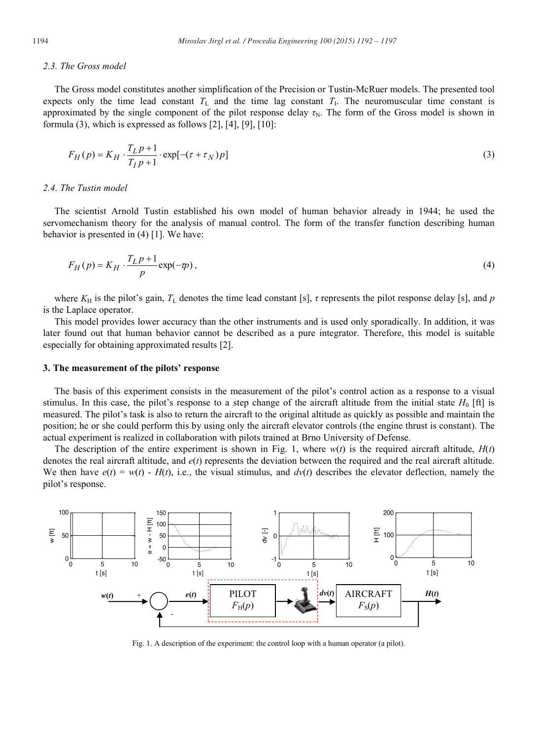### 2.3. The Gross model

The Gross model constitutes another simplification of the Precision or Tustin-McRuer models. The presented tool expects only the time lead constant $T_L$ and the time lag constant $T_I$. The neuromuscular time constant is approximated by the single component of the pilot response delay $\tau_N$. The form of the Gross model is shown in formula (3), which is expressed as follows [2], [4], [9], [10]:

$$F_H(p) = K_H \cdot \frac{T_L p + 1}{T_I p + 1} \cdot \exp[-(\tau + \tau_N)p] \tag{3}$$

### 2.4. The Tustin model

The scientist Arnold Tustin established his own model of human behavior already in 1944; he used the servomechanism theory for the analysis of manual control. The form of the transfer function describing human behavior is presented in (4) [1]. We have:

$$F_H(p) = K_H \cdot \frac{T_L p + 1}{p} \exp(-\tau p), \tag{4}$$

where $K_H$ is the pilot's gain, $T_L$ denotes the time lead constant [s], $\tau$ represents the pilot response delay [s], and $p$ is the Laplace operator.

This model provides lower accuracy than the other instruments and is used only sporadically. In addition, it was later found out that human behavior cannot be described as a pure integrator. Therefore, this model is suitable especially for obtaining approximated results [2].

## 3. The measurement of the pilots' response

The basis of this experiment consists in the measurement of the pilot's control action as a response to a visual stimulus. In this case, the pilot's response to a step change of the aircraft altitude from the initial state $H_0$ [ft] is measured. The pilot's task is also to return the aircraft to the original altitude as quickly as possible and maintain the position; he or she could perform this by using only the aircraft elevator controls (the engine thrust is constant). The actual experiment is realized in collaboration with pilots trained at Brno University of Defense.

The description of the entire experiment is shown in Fig. 1, where $w(t)$ is the required aircraft altitude, $H(t)$ denotes the real aircraft altitude, and $e(t)$ represents the deviation between the required and the real aircraft altitude. We then have $e(t) = w(t) - H(t)$, i.e., the visual stimulus, and $dv(t)$ describes the elevator deflection, namely the pilot's response.

Fig. 1. A description of the experiment: the control loop with a human operator (a pilot).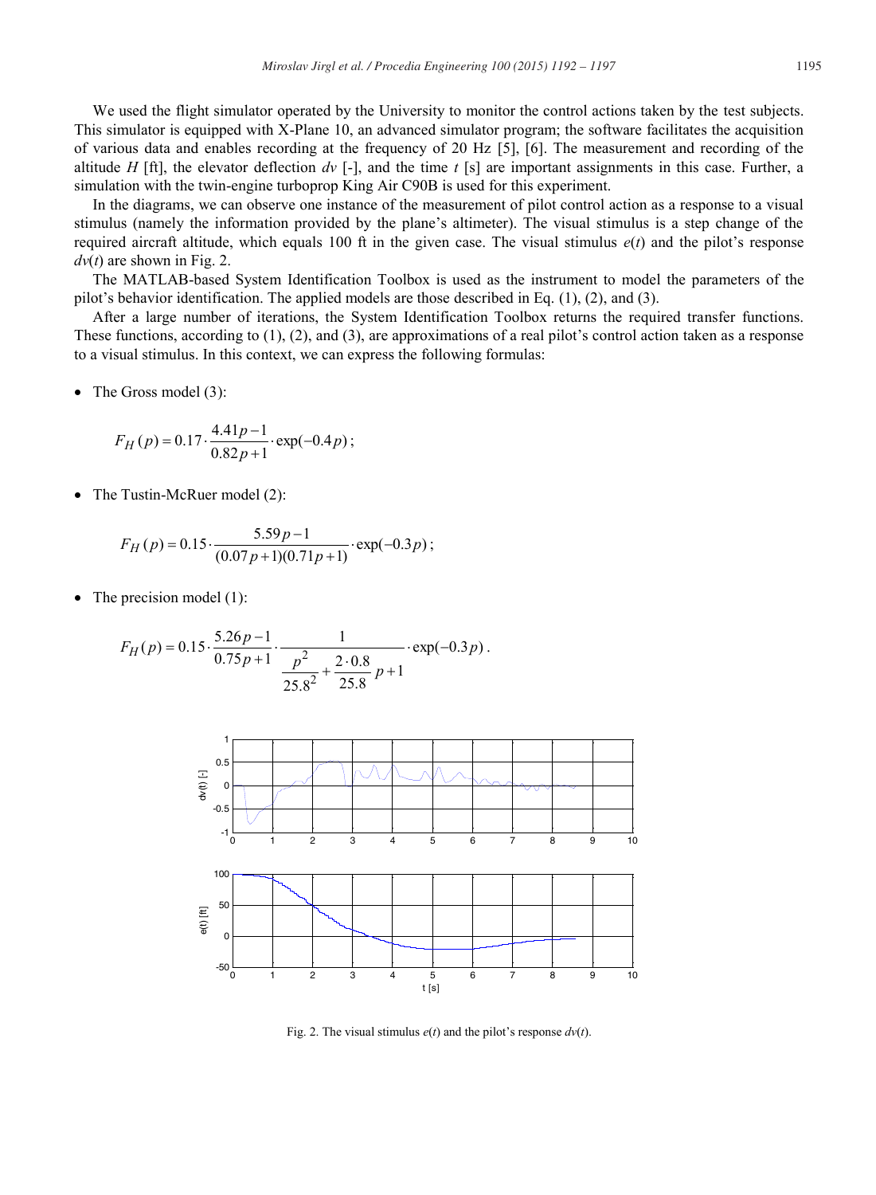We used the flight simulator operated by the University to monitor the control actions taken by the test subjects. This simulator is equipped with X-Plane 10, an advanced simulator program; the software facilitates the acquisition of various data and enables recording at the frequency of 20 Hz [5], [6]. The measurement and recording of the altitude $H$ [ft], the elevator deflection $dv$ [-], and the time $t$ [s] are important assignments in this case. Further, a simulation with the twin-engine turboprop King Air C90B is used for this experiment.

In the diagrams, we can observe one instance of the measurement of pilot control action as a response to a visual stimulus (namely the information provided by the plane's altimeter). The visual stimulus is a step change of the required aircraft altitude, which equals 100 ft in the given case. The visual stimulus $e(t)$ and the pilot's response $dv(t)$ are shown in Fig. 2.

The MATLAB-based System Identification Toolbox is used as the instrument to model the parameters of the pilot's behavior identification. The applied models are those described in Eq. (1), (2), and (3).

After a large number of iterations, the System Identification Toolbox returns the required transfer functions. These functions, according to (1), (2), and (3), are approximations of a real pilot's control action taken as a response to a visual stimulus. In this context, we can express the following formulas:

- The Gross model (3):

$$F_H(p) = 0.17 \cdot \frac{4.41p - 1}{0.82p + 1} \cdot \exp(-0.4p);$$

- The Tustin-McRuer model (2):

$$F_H(p) = 0.15 \cdot \frac{5.59p - 1}{(0.07p + 1)(0.71p + 1)} \cdot \exp(-0.3p);$$

- The precision model (1):

$$F_H(p) = 0.15 \cdot \frac{5.26p - 1}{0.75p + 1} \cdot \frac{1}{\dfrac{p^2}{25.8^2} + \dfrac{2 \cdot 0.8}{25.8}p + 1} \cdot \exp(-0.3p).$$

Fig. 2. The visual stimulus $e(t)$ and the pilot's response $dv(t)$.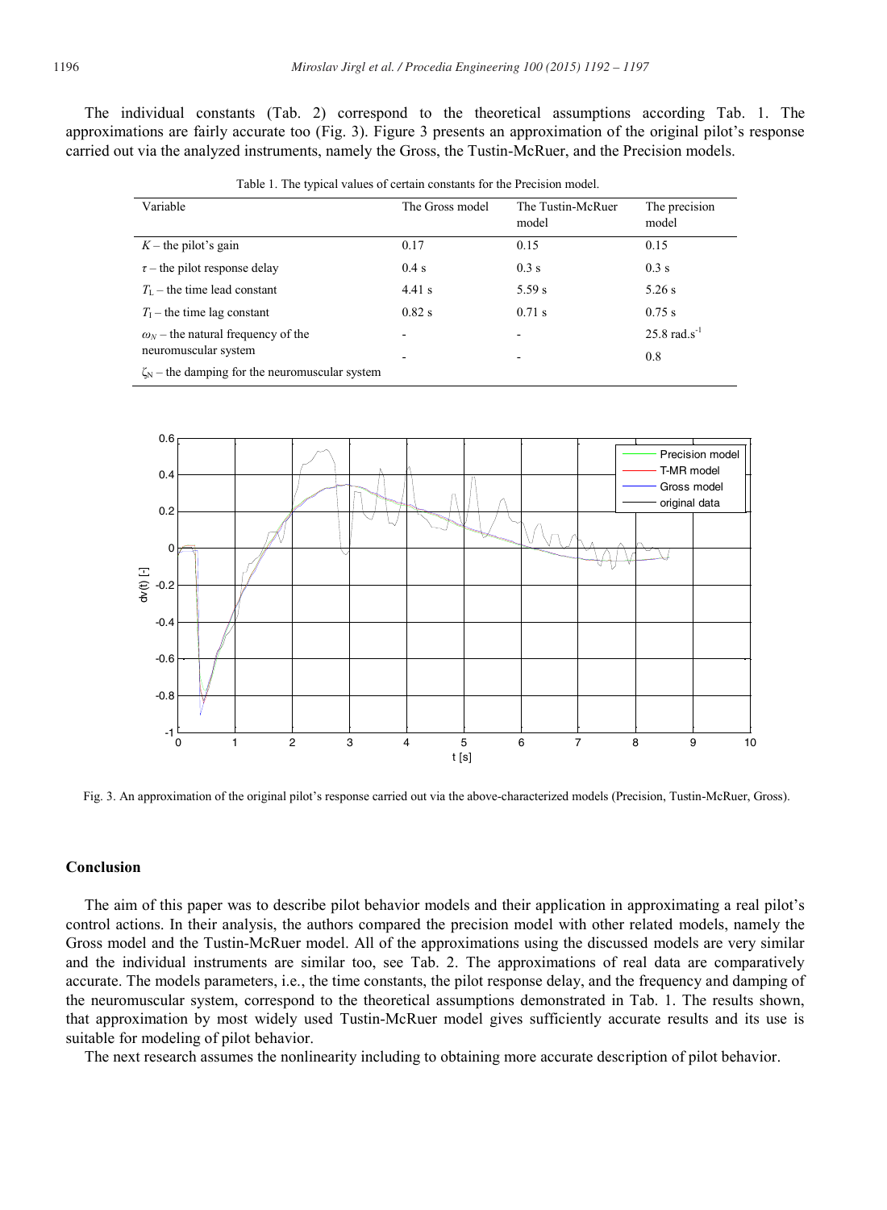The individual constants (Tab. 2) correspond to the theoretical assumptions according Tab. 1. The approximations are fairly accurate too (Fig. 3). Figure 3 presents an approximation of the original pilot's response carried out via the analyzed instruments, namely the Gross, the Tustin-McRuer, and the Precision models.

Table 1. The typical values of certain constants for the Precision model.

| Variable | The Gross model | The Tustin-McRuer model | The precision model |
|---|---|---|---|
| $K$ – the pilot's gain | 0.17 | 0.15 | 0.15 |
| $\tau$ – the pilot response delay | 0.4 s | 0.3 s | 0.3 s |
| $T_L$ – the time lead constant | 4.41 s | 5.59 s | 5.26 s |
| $T_I$ – the time lag constant | 0.82 s | 0.71 s | 0.75 s |
| $\omega_N$ – the natural frequency of the neuromuscular system | - | - | 25.8 rad.s$^{-1}$ |
| $\zeta_N$ – the damping for the neuromuscular system | - | - | 0.8 |

Fig. 3. An approximation of the original pilot's response carried out via the above-characterized models (Precision, Tustin-McRuer, Gross).

## Conclusion

The aim of this paper was to describe pilot behavior models and their application in approximating a real pilot's control actions. In their analysis, the authors compared the precision model with other related models, namely the Gross model and the Tustin-McRuer model. All of the approximations using the discussed models are very similar and the individual instruments are similar too, see Tab. 2. The approximations of real data are comparatively accurate. The models parameters, i.e., the time constants, the pilot response delay, and the frequency and damping of the neuromuscular system, correspond to the theoretical assumptions demonstrated in Tab. 1. The results shown, that approximation by most widely used Tustin-McRuer model gives sufficiently accurate results and its use is suitable for modeling of pilot behavior.

The next research assumes the nonlinearity including to obtaining more accurate description of pilot behavior.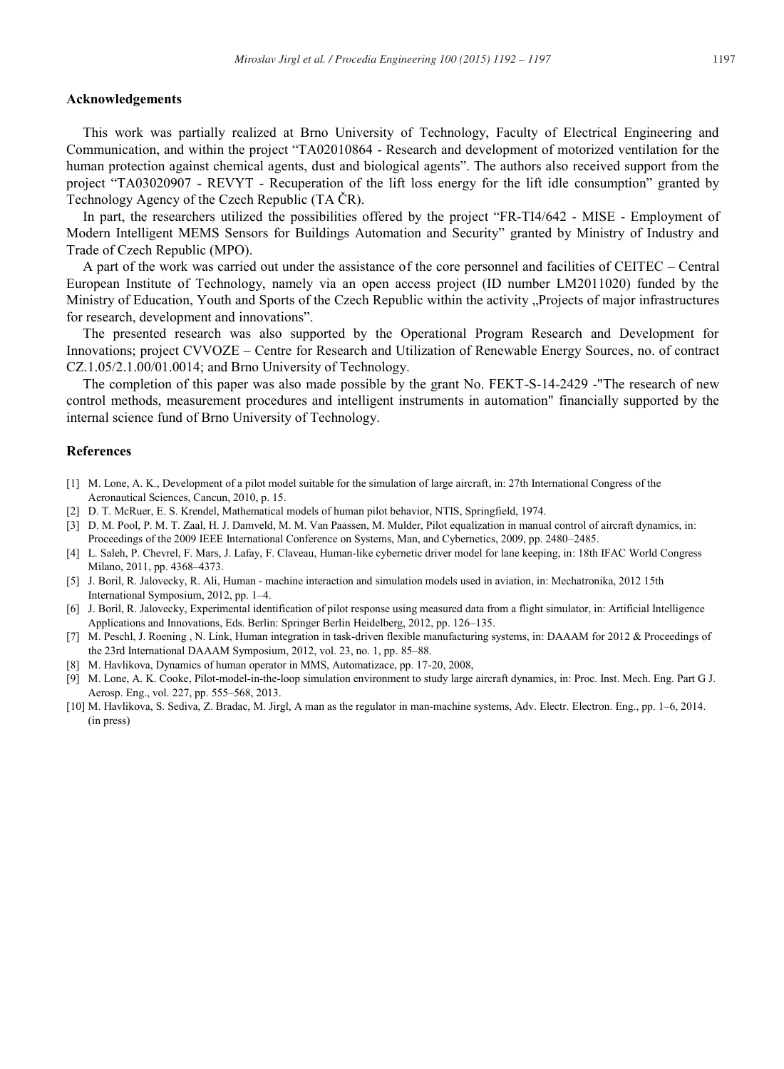## Acknowledgements

This work was partially realized at Brno University of Technology, Faculty of Electrical Engineering and Communication, and within the project "TA02010864 - Research and development of motorized ventilation for the human protection against chemical agents, dust and biological agents". The authors also received support from the project "TA03020907 - REVYT - Recuperation of the lift loss energy for the lift idle consumption" granted by Technology Agency of the Czech Republic (TA ČR).

In part, the researchers utilized the possibilities offered by the project "FR-TI4/642 - MISE - Employment of Modern Intelligent MEMS Sensors for Buildings Automation and Security" granted by Ministry of Industry and Trade of Czech Republic (MPO).

A part of the work was carried out under the assistance of the core personnel and facilities of CEITEC – Central European Institute of Technology, namely via an open access project (ID number LM2011020) funded by the Ministry of Education, Youth and Sports of the Czech Republic within the activity „Projects of major infrastructures for research, development and innovations".

The presented research was also supported by the Operational Program Research and Development for Innovations; project CVVOZE – Centre for Research and Utilization of Renewable Energy Sources, no. of contract CZ.1.05/2.1.00/01.0014; and Brno University of Technology.

The completion of this paper was also made possible by the grant No. FEKT-S-14-2429 -"The research of new control methods, measurement procedures and intelligent instruments in automation" financially supported by the internal science fund of Brno University of Technology.

## References

[1] M. Lone, A. K., Development of a pilot model suitable for the simulation of large aircraft, in: 27th International Congress of the Aeronautical Sciences, Cancun, 2010, p. 15.

[2] D. T. McRuer, E. S. Krendel, Mathematical models of human pilot behavior, NTIS, Springfield, 1974.

[3] D. M. Pool, P. M. T. Zaal, H. J. Damveld, M. M. Van Paassen, M. Mulder, Pilot equalization in manual control of aircraft dynamics, in: Proceedings of the 2009 IEEE International Conference on Systems, Man, and Cybernetics, 2009, pp. 2480–2485.

[4] L. Saleh, P. Chevrel, F. Mars, J. Lafay, F. Claveau, Human-like cybernetic driver model for lane keeping, in: 18th IFAC World Congress Milano, 2011, pp. 4368–4373.

[5] J. Boril, R. Jalovecky, R. Ali, Human - machine interaction and simulation models used in aviation, in: Mechatronika, 2012 15th International Symposium, 2012, pp. 1–4.

[6] J. Boril, R. Jalovecky, Experimental identification of pilot response using measured data from a flight simulator, in: Artificial Intelligence Applications and Innovations, Eds. Berlin: Springer Berlin Heidelberg, 2012, pp. 126–135.

[7] M. Peschl, J. Roening , N. Link, Human integration in task-driven flexible manufacturing systems, in: DAAAM for 2012 & Proceedings of the 23rd International DAAAM Symposium, 2012, vol. 23, no. 1, pp. 85–88.

[8] M. Havlikova, Dynamics of human operator in MMS, Automatizace, pp. 17-20, 2008,

[9] M. Lone, A. K. Cooke, Pilot-model-in-the-loop simulation environment to study large aircraft dynamics, in: Proc. Inst. Mech. Eng. Part G J. Aerosp. Eng., vol. 227, pp. 555–568, 2013.

[10] M. Havlikova, S. Sediva, Z. Bradac, M. Jirgl, A man as the regulator in man-machine systems, Adv. Electr. Electron. Eng., pp. 1–6, 2014. (in press)